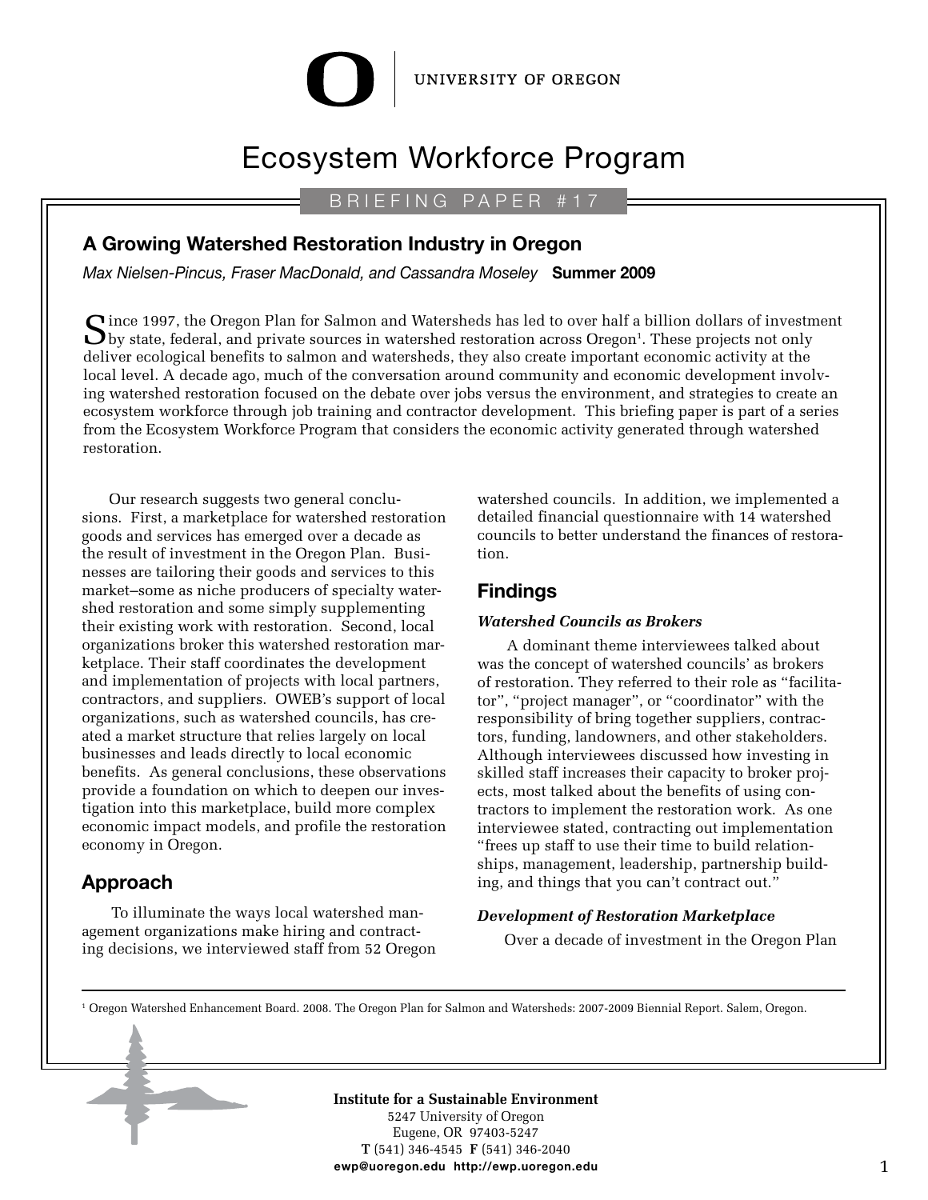UNIVERSITY OF OREGON

# Ecosystem Workforce Program

BRIEFING PAPER #17

## A Growing Watershed Restoration Industry in Oregon

*Max Nielsen-Pincus, Fraser MacDonald, and Cassandra Moseley* **Summer 2009**

Since 1997, the Oregon Plan for Salmon and Watersheds has led to over half a billion dollars of investment by state, federal, and private sources in watershed restoration across Oregon[1]. These projects not only deliver ecological benefits to salmon and watersheds, they also create important economic activity at the local level. A decade ago, much of the conversation around community and economic development involving watershed restoration focused on the debate over jobs versus the environment, and strategies to create an ecosystem workforce through job training and contractor development. This briefing paper is part of a series from the Ecosystem Workforce Program that considers the economic activity generated through watershed restoration.

Our research suggests two general conclusions. First, a marketplace for watershed restoration goods and services has emerged over a decade as the result of investment in the Oregon Plan. Businesses are tailoring their goods and services to this market–some as niche producers of specialty watershed restoration and some simply supplementing their existing work with restoration. Second, local organizations broker this watershed restoration marketplace. Their staff coordinates the development and implementation of projects with local partners, contractors, and suppliers. OWEB's support of local organizations, such as watershed councils, has created a market structure that relies largely on local businesses and leads directly to local economic benefits. As general conclusions, these observations provide a foundation on which to deepen our investigation into this marketplace, build more complex economic impact models, and profile the restoration economy in Oregon.

## Approach

To illuminate the ways local watershed management organizations make hiring and contracting decisions, we interviewed staff from 52 Oregon watershed councils. In addition, we implemented a detailed financial questionnaire with 14 watershed councils to better understand the finances of restoration.

## Findings

### *Watershed Councils as Brokers*

A dominant theme interviewees talked about was the concept of watershed councils' as brokers of restoration. They referred to their role as "facilitator", "project manager", or "coordinator" with the responsibility of bring together suppliers, contractors, funding, landowners, and other stakeholders. Although interviewees discussed how investing in skilled staff increases their capacity to broker projects, most talked about the benefits of using contractors to implement the restoration work. As one interviewee stated, contracting out implementation "frees up staff to use their time to build relationships, management, leadership, partnership building, and things that you can't contract out."

### *Development of Restoration Marketplace*

Over a decade of investment in the Oregon Plan

[1] Oregon Watershed Enhancement Board. 2008. The Oregon Plan for Salmon and Watersheds: 2007-2009 Biennial Report. Salem, Oregon.

**Institute for a Sustainable Environment**
5247 University of Oregon
Eugene, OR 97403-5247
**T** (541) 346-4545 **F** (541) 346-2040
**ewp@uoregon.edu http://ewp.uoregon.edu**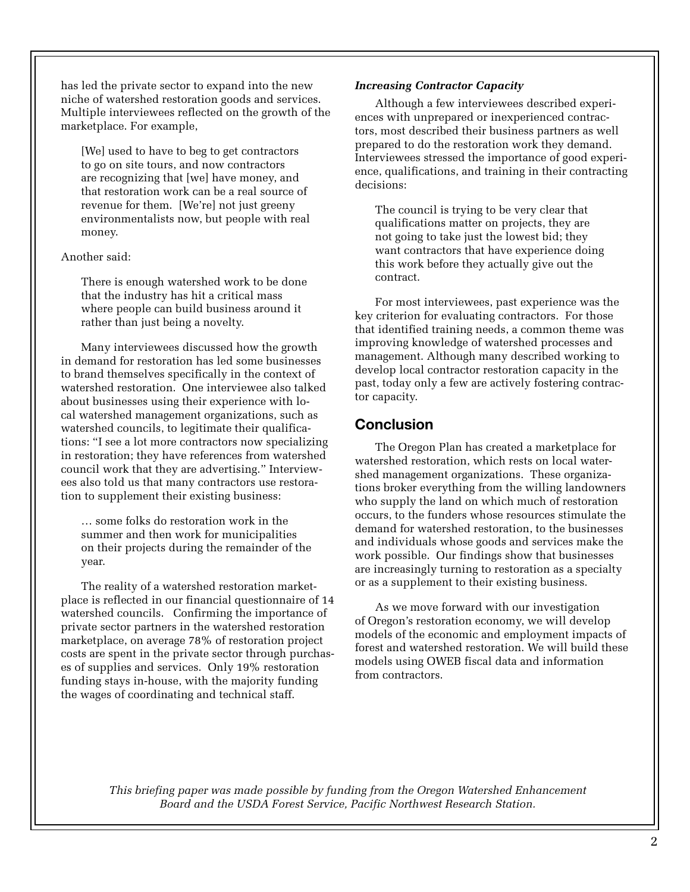has led the private sector to expand into the new niche of watershed restoration goods and services. Multiple interviewees reflected on the growth of the marketplace. For example,

> [We] used to have to beg to get contractors to go on site tours, and now contractors are recognizing that [we] have money, and that restoration work can be a real source of revenue for them. [We're] not just greeny environmentalists now, but people with real money.

Another said:

> There is enough watershed work to be done that the industry has hit a critical mass where people can build business around it rather than just being a novelty.

Many interviewees discussed how the growth in demand for restoration has led some businesses to brand themselves specifically in the context of watershed restoration. One interviewee also talked about businesses using their experience with local watershed management organizations, such as watershed councils, to legitimate their qualifications: "I see a lot more contractors now specializing in restoration; they have references from watershed council work that they are advertising." Interviewees also told us that many contractors use restoration to supplement their existing business:

> … some folks do restoration work in the summer and then work for municipalities on their projects during the remainder of the year.

The reality of a watershed restoration marketplace is reflected in our financial questionnaire of 14 watershed councils. Confirming the importance of private sector partners in the watershed restoration marketplace, on average 78% of restoration project costs are spent in the private sector through purchases of supplies and services. Only 19% restoration funding stays in-house, with the majority funding the wages of coordinating and technical staff.

***Increasing Contractor Capacity***

Although a few interviewees described experiences with unprepared or inexperienced contractors, most described their business partners as well prepared to do the restoration work they demand. Interviewees stressed the importance of good experience, qualifications, and training in their contracting decisions:

> The council is trying to be very clear that qualifications matter on projects, they are not going to take just the lowest bid; they want contractors that have experience doing this work before they actually give out the contract.

For most interviewees, past experience was the key criterion for evaluating contractors. For those that identified training needs, a common theme was improving knowledge of watershed processes and management. Although many described working to develop local contractor restoration capacity in the past, today only a few are actively fostering contractor capacity.

## Conclusion

The Oregon Plan has created a marketplace for watershed restoration, which rests on local watershed management organizations. These organizations broker everything from the willing landowners who supply the land on which much of restoration occurs, to the funders whose resources stimulate the demand for watershed restoration, to the businesses and individuals whose goods and services make the work possible. Our findings show that businesses are increasingly turning to restoration as a specialty or as a supplement to their existing business.

As we move forward with our investigation of Oregon's restoration economy, we will develop models of the economic and employment impacts of forest and watershed restoration. We will build these models using OWEB fiscal data and information from contractors.

*This briefing paper was made possible by funding from the Oregon Watershed Enhancement Board and the USDA Forest Service, Pacific Northwest Research Station.*